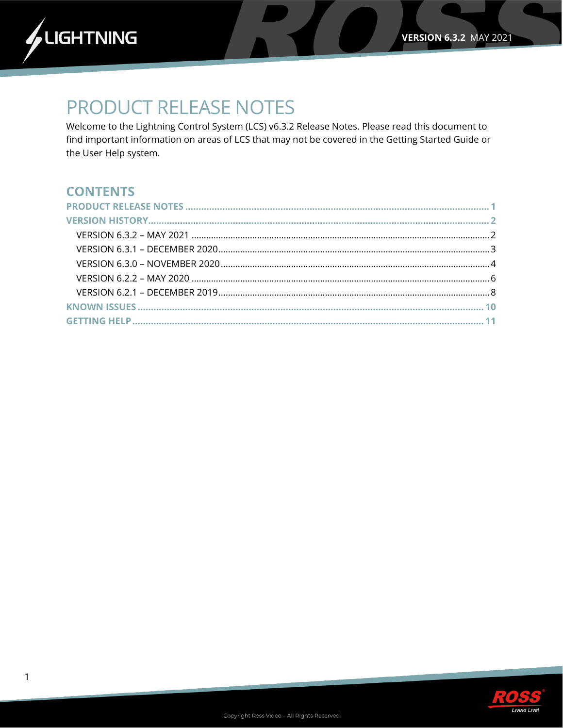LIGHTNING

**VERSION 6.3.2** MAY 2021

# PRODUCT RELEASE NOTES

Welcome to the Lightning Control System (LCS) v6.3.2 Release Notes. Please read this document to find important information on areas of LCS that may not be covered in the Getting Started Guide or the User Help system.

## CONTENTS

**PRODUCT RELEASE NOTES** ........................................ 1
**VERSION HISTORY** ........................................ 2
- VERSION 6.3.2 – MAY 2021 ........................................ 2
- VERSION 6.3.1 – DECEMBER 2020 ........................................ 3
- VERSION 6.3.0 – NOVEMBER 2020 ........................................ 4
- VERSION 6.2.2 – MAY 2020 ........................................ 6
- VERSION 6.2.1 – DECEMBER 2019 ........................................ 8

**KNOWN ISSUES** ........................................ 10
**GETTING HELP** ........................................ 11

Copyright Ross Video – All Rights Reserved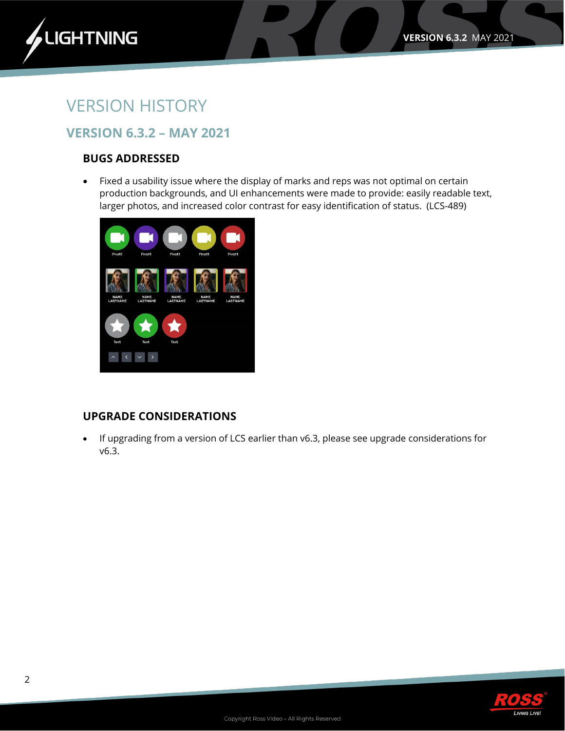# VERSION HISTORY

## VERSION 6.3.2 – MAY 2021

### BUGS ADDRESSED

- Fixed a usability issue where the display of marks and reps was not optimal on certain production backgrounds, and UI enhancements were made to provide: easily readable text, larger photos, and increased color contrast for easy identification of status. (LCS-489)

### UPGRADE CONSIDERATIONS

- If upgrading from a version of LCS earlier than v6.3, please see upgrade considerations for v6.3.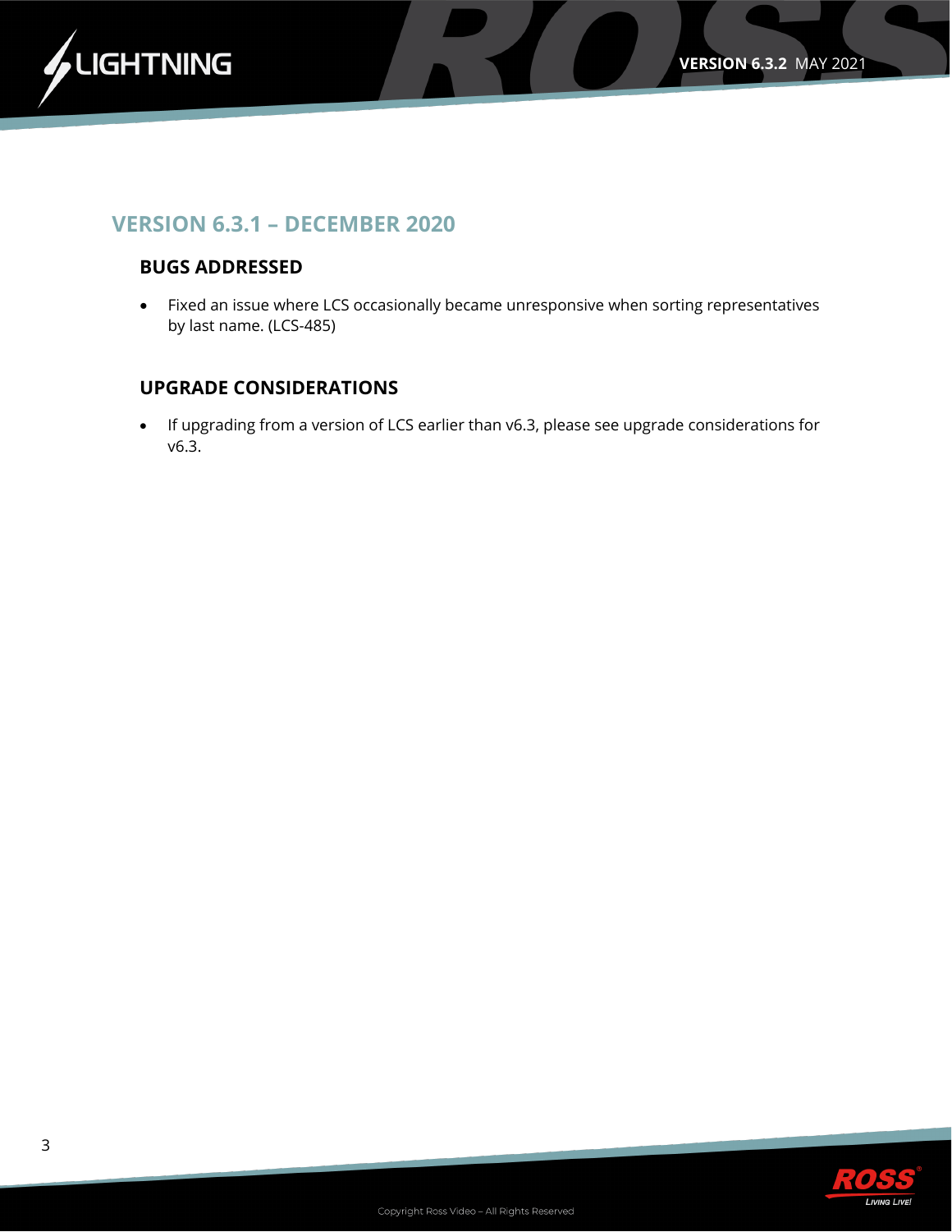## VERSION 6.3.1 – DECEMBER 2020

### BUGS ADDRESSED

- Fixed an issue where LCS occasionally became unresponsive when sorting representatives by last name. (LCS-485)

### UPGRADE CONSIDERATIONS

- If upgrading from a version of LCS earlier than v6.3, please see upgrade considerations for v6.3.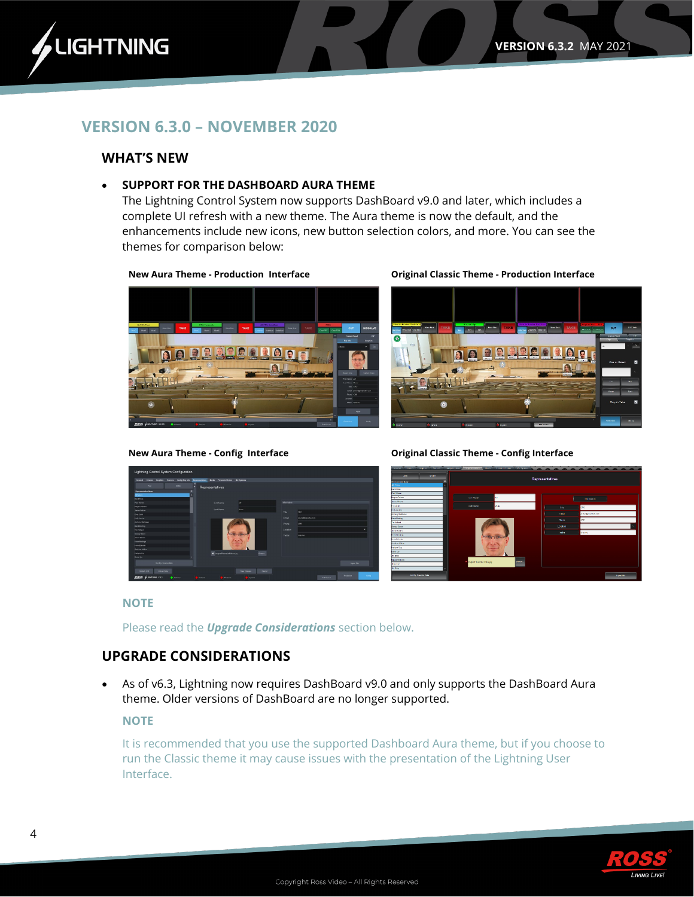## VERSION 6.3.0 – NOVEMBER 2020

### WHAT'S NEW

- **SUPPORT FOR THE DASHBOARD AURA THEME**
  The Lightning Control System now supports DashBoard v9.0 and later, which includes a complete UI refresh with a new theme. The Aura theme is now the default, and the enhancements include new icons, new button selection colors, and more. You can see the themes for comparison below:

  **New Aura Theme - Production Interface**

  **Original Classic Theme - Production Interface**

  **New Aura Theme - Config Interface**

  **Original Classic Theme - Config Interface**

  **NOTE**

  Please read the ***Upgrade Considerations*** section below.

### UPGRADE CONSIDERATIONS

- As of v6.3, Lightning now requires DashBoard v9.0 and only supports the DashBoard Aura theme. Older versions of DashBoard are no longer supported.

  **NOTE**

  It is recommended that you use the supported Dashboard Aura theme, but if you choose to run the Classic theme it may cause issues with the presentation of the Lightning User Interface.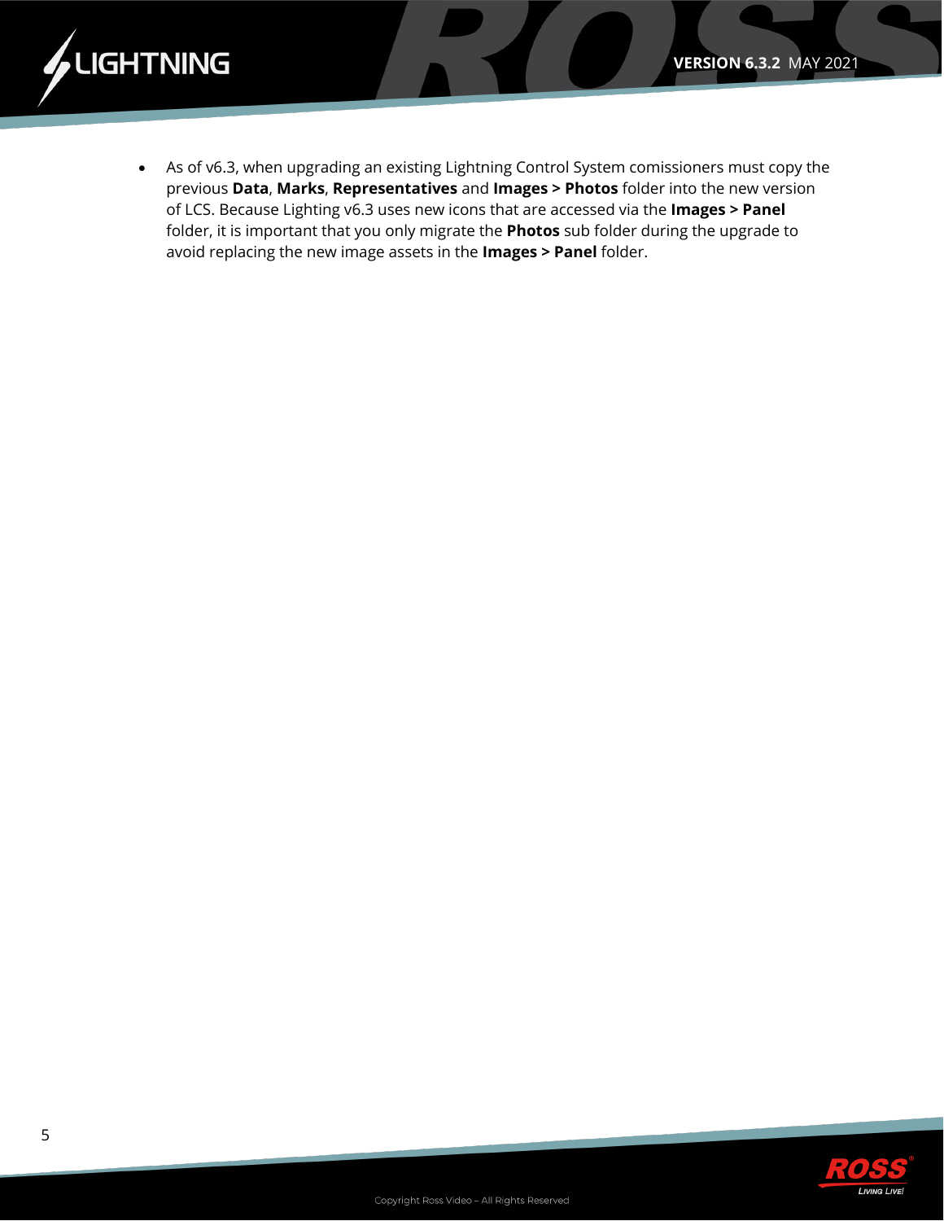- As of v6.3, when upgrading an existing Lightning Control System comissioners must copy the previous **Data**, **Marks**, **Representatives** and **Images > Photos** folder into the new version of LCS. Because Lighting v6.3 uses new icons that are accessed via the **Images > Panel** folder, it is important that you only migrate the **Photos** sub folder during the upgrade to avoid replacing the new image assets in the **Images > Panel** folder.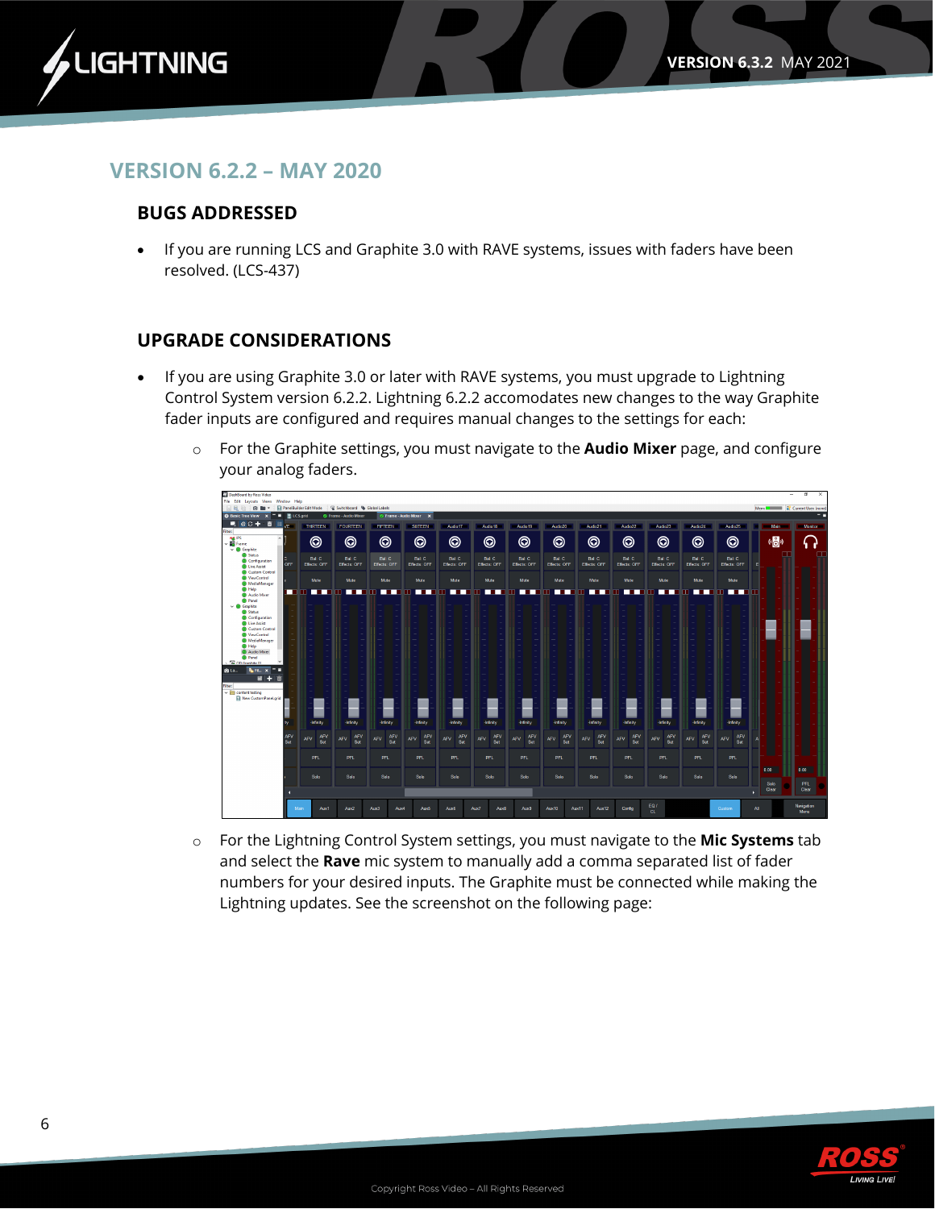## VERSION 6.2.2 – MAY 2020

### BUGS ADDRESSED

- If you are running LCS and Graphite 3.0 with RAVE systems, issues with faders have been resolved. (LCS-437)

### UPGRADE CONSIDERATIONS

- If you are using Graphite 3.0 or later with RAVE systems, you must upgrade to Lightning Control System version 6.2.2. Lightning 6.2.2 accomodates new changes to the way Graphite fader inputs are configured and requires manual changes to the settings for each:
  - For the Graphite settings, you must navigate to the **Audio Mixer** page, and configure your analog faders.
  - For the Lightning Control System settings, you must navigate to the **Mic Systems** tab and select the **Rave** mic system to manually add a comma separated list of fader numbers for your desired inputs. The Graphite must be connected while making the Lightning updates. See the screenshot on the following page: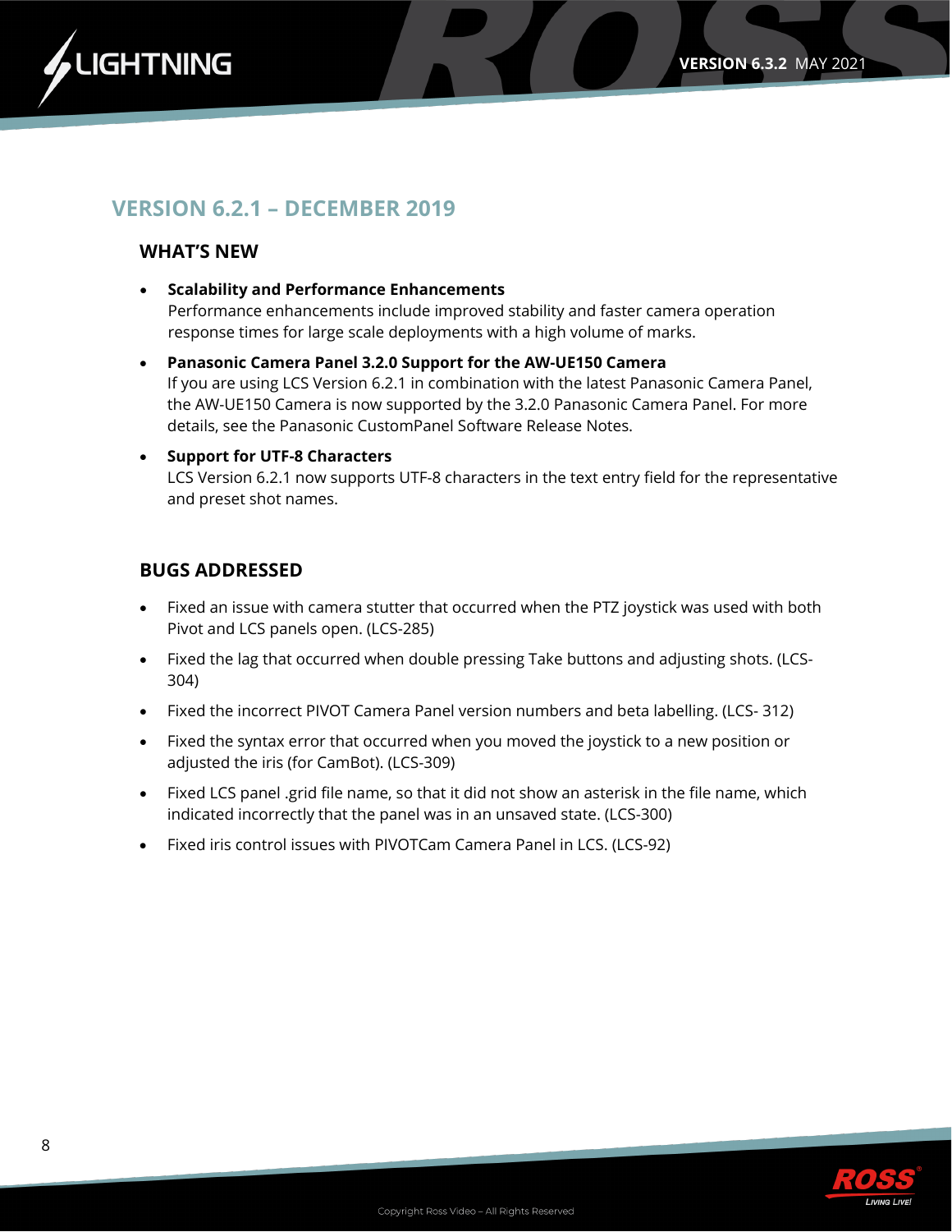## VERSION 6.2.1 – DECEMBER 2019

### WHAT'S NEW

- **Scalability and Performance Enhancements**
  Performance enhancements include improved stability and faster camera operation response times for large scale deployments with a high volume of marks.
- **Panasonic Camera Panel 3.2.0 Support for the AW-UE150 Camera**
  If you are using LCS Version 6.2.1 in combination with the latest Panasonic Camera Panel, the AW-UE150 Camera is now supported by the 3.2.0 Panasonic Camera Panel. For more details, see the Panasonic CustomPanel Software Release Notes.
- **Support for UTF-8 Characters**
  LCS Version 6.2.1 now supports UTF-8 characters in the text entry field for the representative and preset shot names.

### BUGS ADDRESSED

- Fixed an issue with camera stutter that occurred when the PTZ joystick was used with both Pivot and LCS panels open. (LCS-285)
- Fixed the lag that occurred when double pressing Take buttons and adjusting shots. (LCS-304)
- Fixed the incorrect PIVOT Camera Panel version numbers and beta labelling. (LCS- 312)
- Fixed the syntax error that occurred when you moved the joystick to a new position or adjusted the iris (for CamBot). (LCS-309)
- Fixed LCS panel .grid file name, so that it did not show an asterisk in the file name, which indicated incorrectly that the panel was in an unsaved state. (LCS-300)
- Fixed iris control issues with PIVOTCam Camera Panel in LCS. (LCS-92)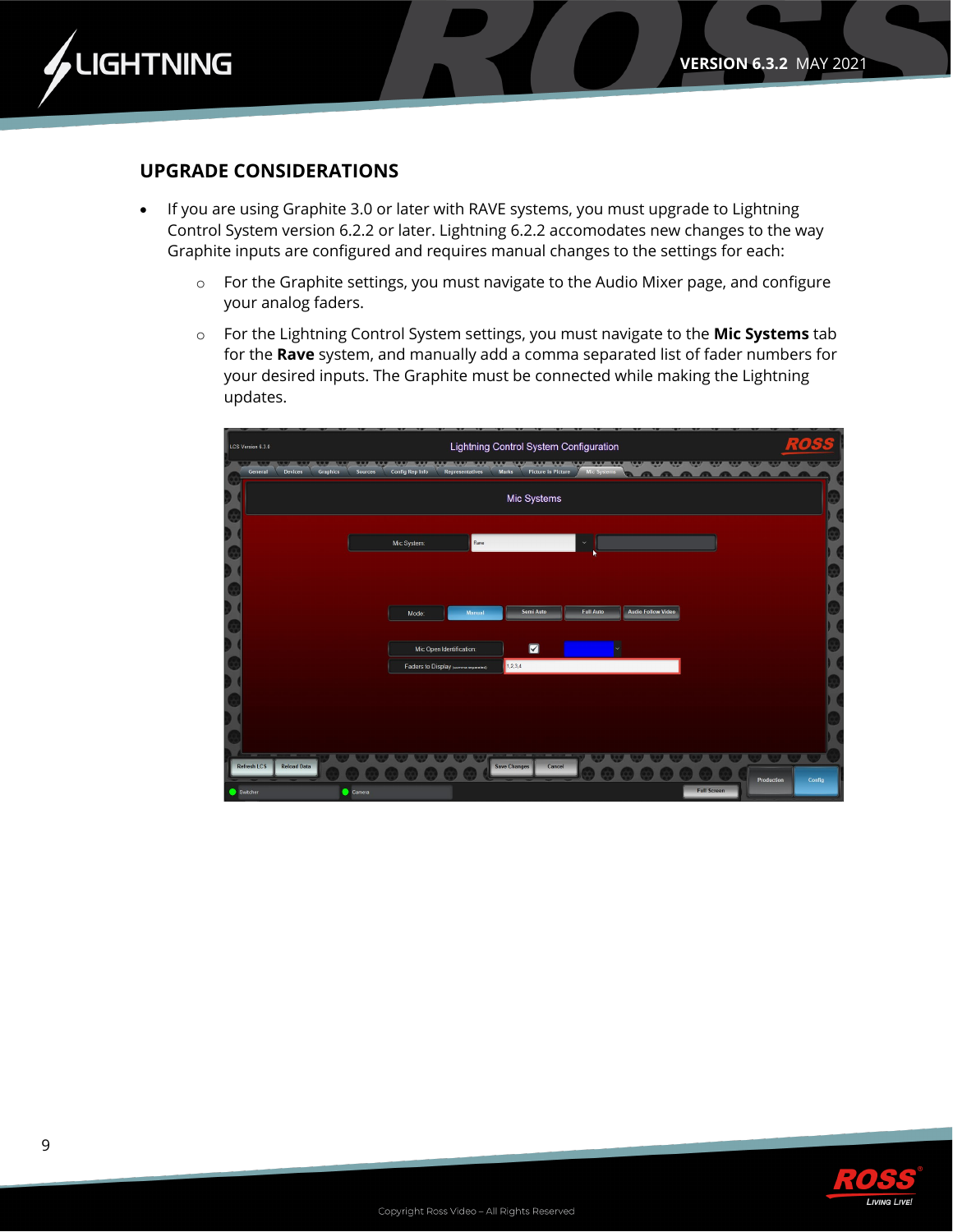## UPGRADE CONSIDERATIONS

- If you are using Graphite 3.0 or later with RAVE systems, you must upgrade to Lightning Control System version 6.2.2 or later. Lightning 6.2.2 accomodates new changes to the way Graphite inputs are configured and requires manual changes to the settings for each:
  - For the Graphite settings, you must navigate to the Audio Mixer page, and configure your analog faders.
  - For the Lightning Control System settings, you must navigate to the **Mic Systems** tab for the **Rave** system, and manually add a comma separated list of fader numbers for your desired inputs. The Graphite must be connected while making the Lightning updates.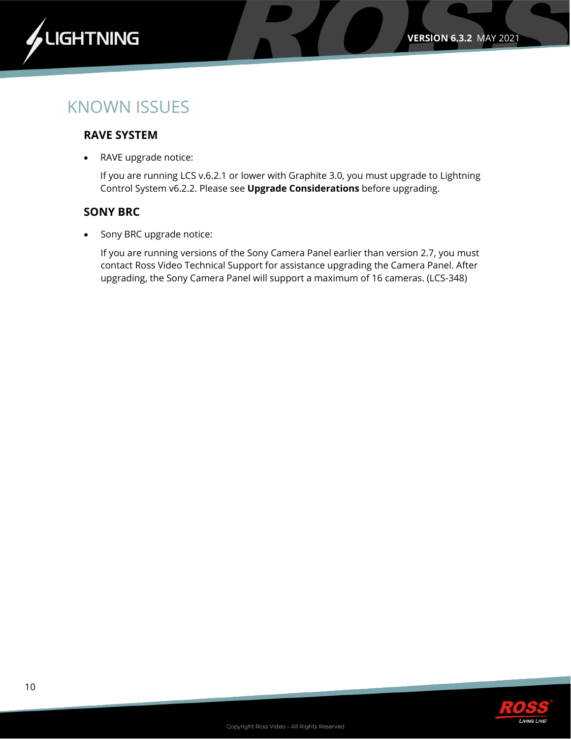# KNOWN ISSUES

## RAVE SYSTEM

- RAVE upgrade notice:

  If you are running LCS v.6.2.1 or lower with Graphite 3.0, you must upgrade to Lightning Control System v6.2.2. Please see **Upgrade Considerations** before upgrading.

## SONY BRC

- Sony BRC upgrade notice:

  If you are running versions of the Sony Camera Panel earlier than version 2.7, you must contact Ross Video Technical Support for assistance upgrading the Camera Panel. After upgrading, the Sony Camera Panel will support a maximum of 16 cameras. (LCS-348)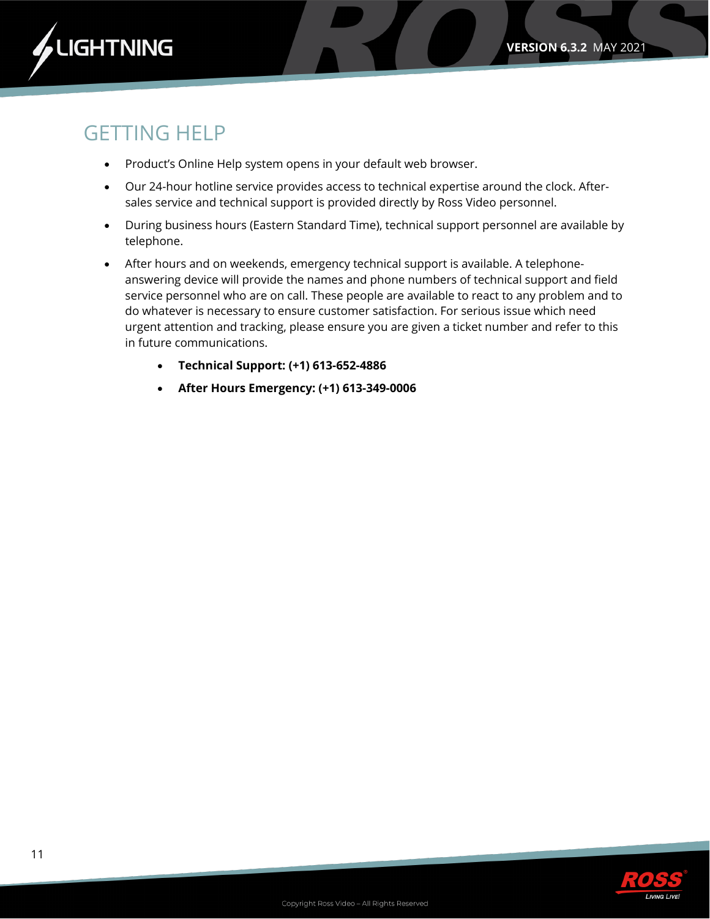# GETTING HELP

- Product's Online Help system opens in your default web browser.
- Our 24-hour hotline service provides access to technical expertise around the clock. After-sales service and technical support is provided directly by Ross Video personnel.
- During business hours (Eastern Standard Time), technical support personnel are available by telephone.
- After hours and on weekends, emergency technical support is available. A telephone-answering device will provide the names and phone numbers of technical support and field service personnel who are on call. These people are available to react to any problem and to do whatever is necessary to ensure customer satisfaction. For serious issue which need urgent attention and tracking, please ensure you are given a ticket number and refer to this in future communications.
    - **Technical Support: (+1) 613-652-4886**
    - **After Hours Emergency: (+1) 613-349-0006**